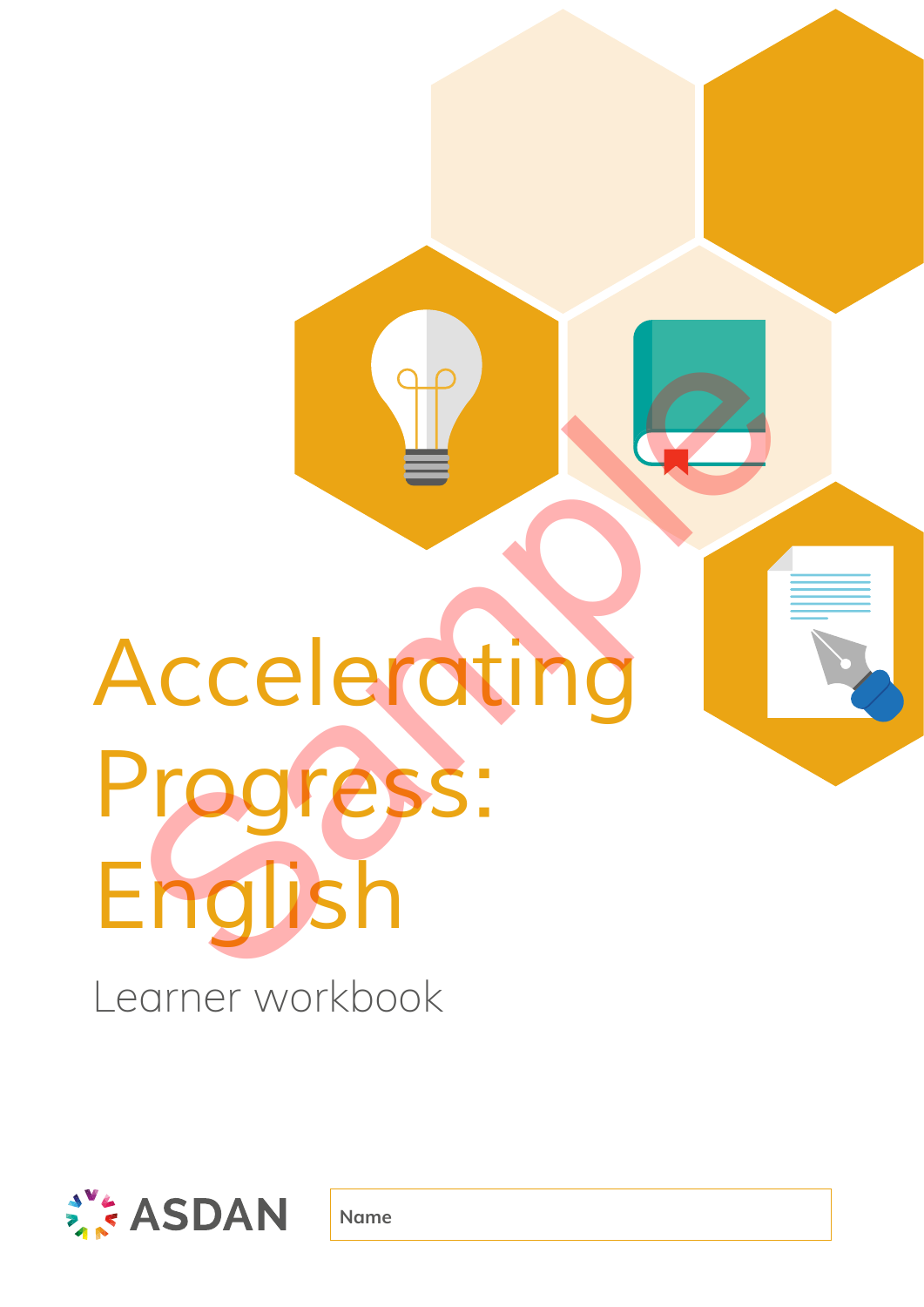# Accelerating Progress: English

Learner workbook

ASDAN

Name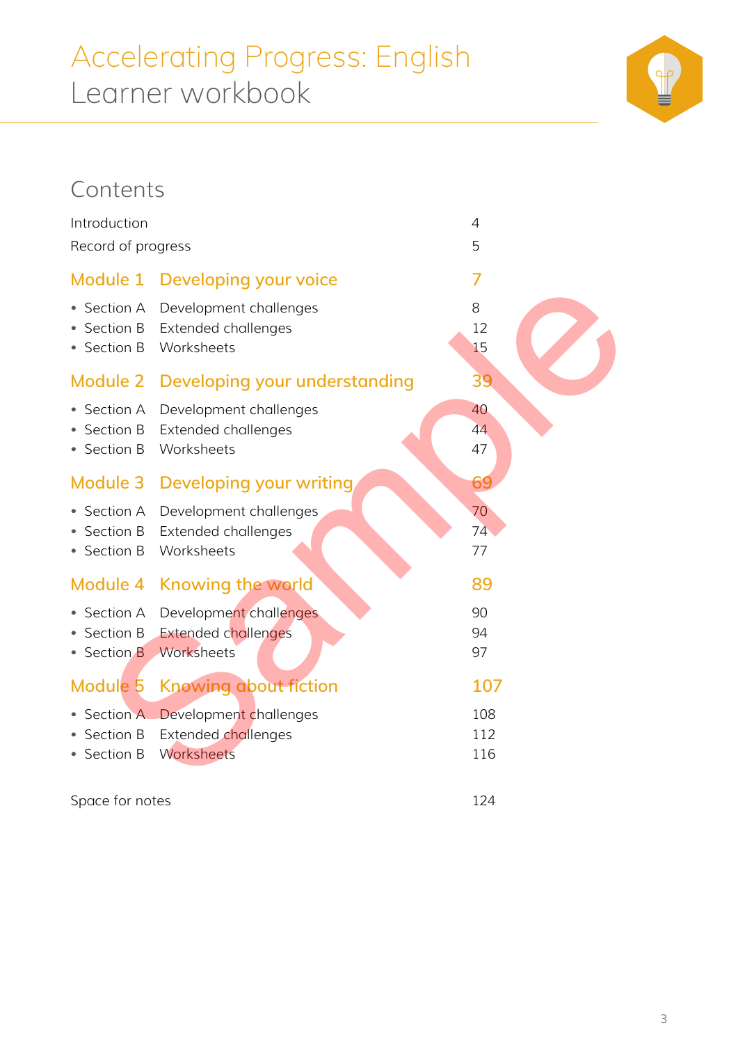# Accelerating Progress: English
## Learner workbook

## Contents

| | | |
|---|---|---|
| Introduction | | 4 |
| Record of progress | | 5 |
| **Module 1** | **Developing your voice** | **7** |
| • Section A | Development challenges | 8 |
| • Section B | Extended challenges | 12 |
| • Section B | Worksheets | 15 |
| **Module 2** | **Developing your understanding** | **39** |
| • Section A | Development challenges | 40 |
| • Section B | Extended challenges | 44 |
| • Section B | Worksheets | 47 |
| **Module 3** | **Developing your writing** | **69** |
| • Section A | Development challenges | 70 |
| • Section B | Extended challenges | 74 |
| • Section B | Worksheets | 77 |
| **Module 4** | **Knowing the world** | **89** |
| • Section A | Development challenges | 90 |
| • Section B | Extended challenges | 94 |
| • Section B | Worksheets | 97 |
| **Module 5** | **Knowing about fiction** | **107** |
| • Section A | Development challenges | 108 |
| • Section B | Extended challenges | 112 |
| • Section B | Worksheets | 116 |
| Space for notes | | 124 |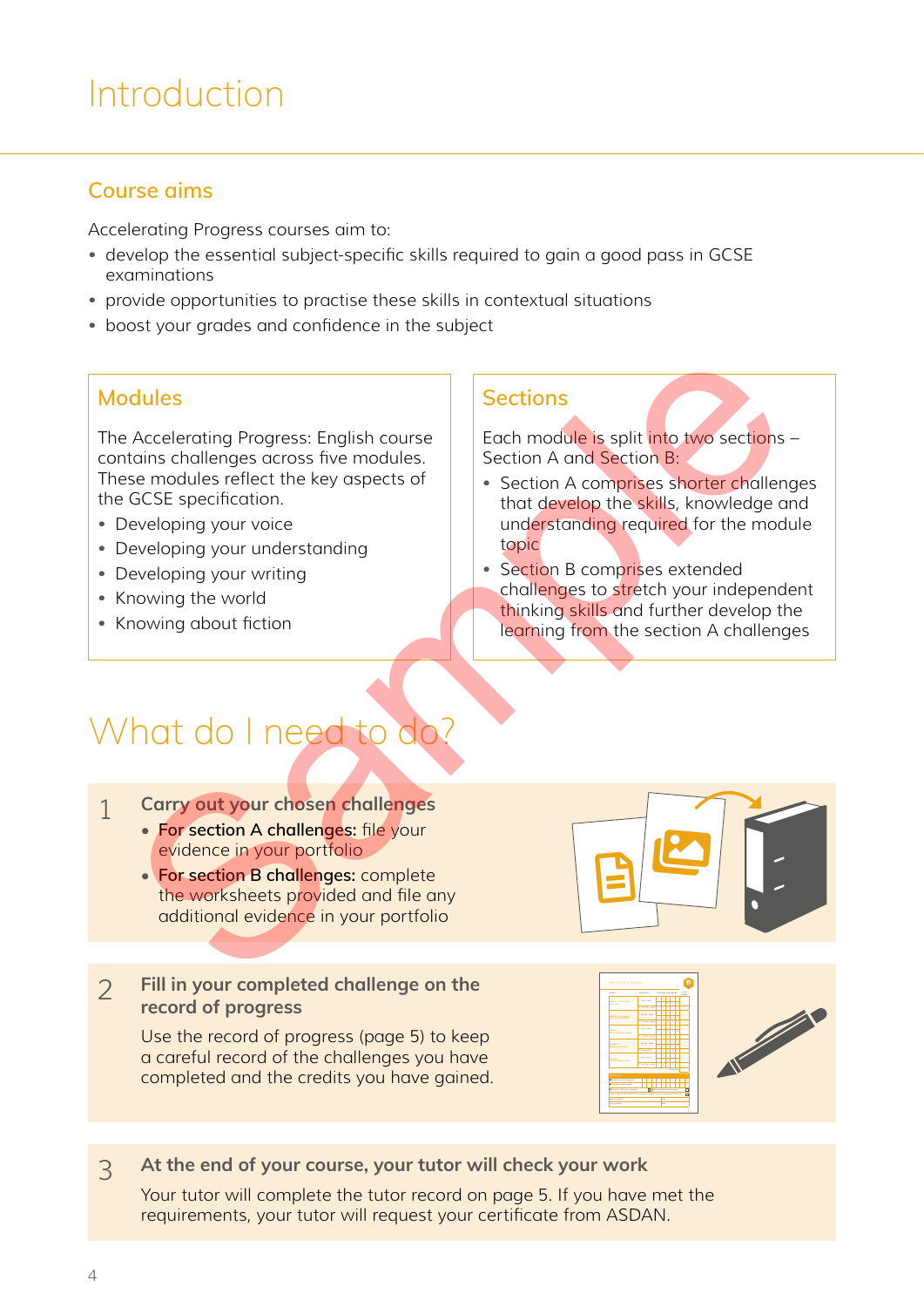# Introduction

## Course aims

Accelerating Progress courses aim to:

- develop the essential subject-specific skills required to gain a good pass in GCSE examinations
- provide opportunities to practise these skills in contextual situations
- boost your grades and confidence in the subject

### Modules

The Accelerating Progress: English course contains challenges across five modules. These modules reflect the key aspects of the GCSE specification.

- Developing your voice
- Developing your understanding
- Developing your writing
- Knowing the world
- Knowing about fiction

### Sections

Each module is split into two sections – Section A and Section B:

- Section A comprises shorter challenges that develop the skills, knowledge and understanding required for the module topic
- Section B comprises extended challenges to stretch your independent thinking skills and further develop the learning from the section A challenges

# What do I need to do?

1. **Carry out your chosen challenges**
   - **For section A challenges:** file your evidence in your portfolio
   - **For section B challenges:** complete the worksheets provided and file any additional evidence in your portfolio

2. **Fill in your completed challenge on the record of progress**

   Use the record of progress (page 5) to keep a careful record of the challenges you have completed and the credits you have gained.

3. **At the end of your course, your tutor will check your work**

   Your tutor will complete the tutor record on page 5. If you have met the requirements, your tutor will request your certificate from ASDAN.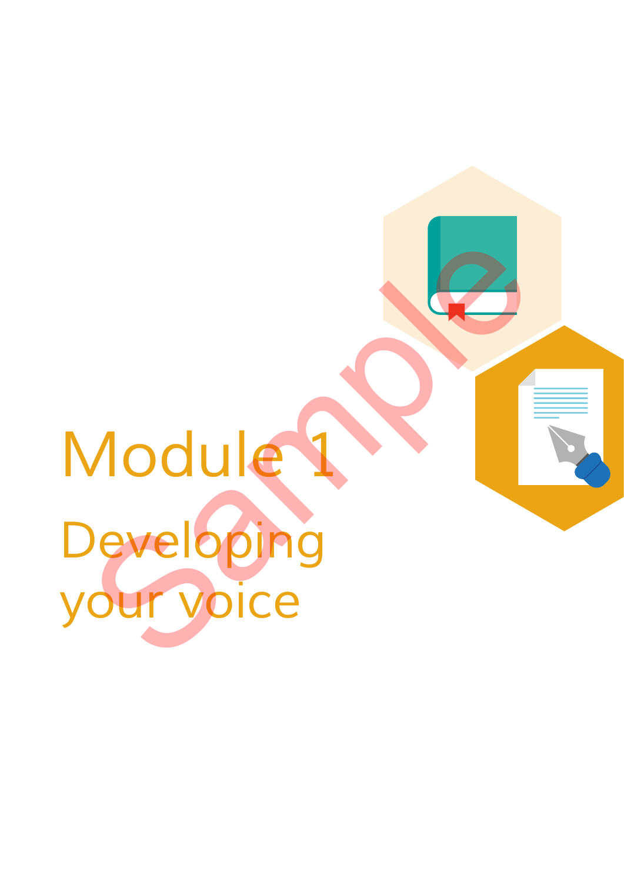# Module 1

## Developing your voice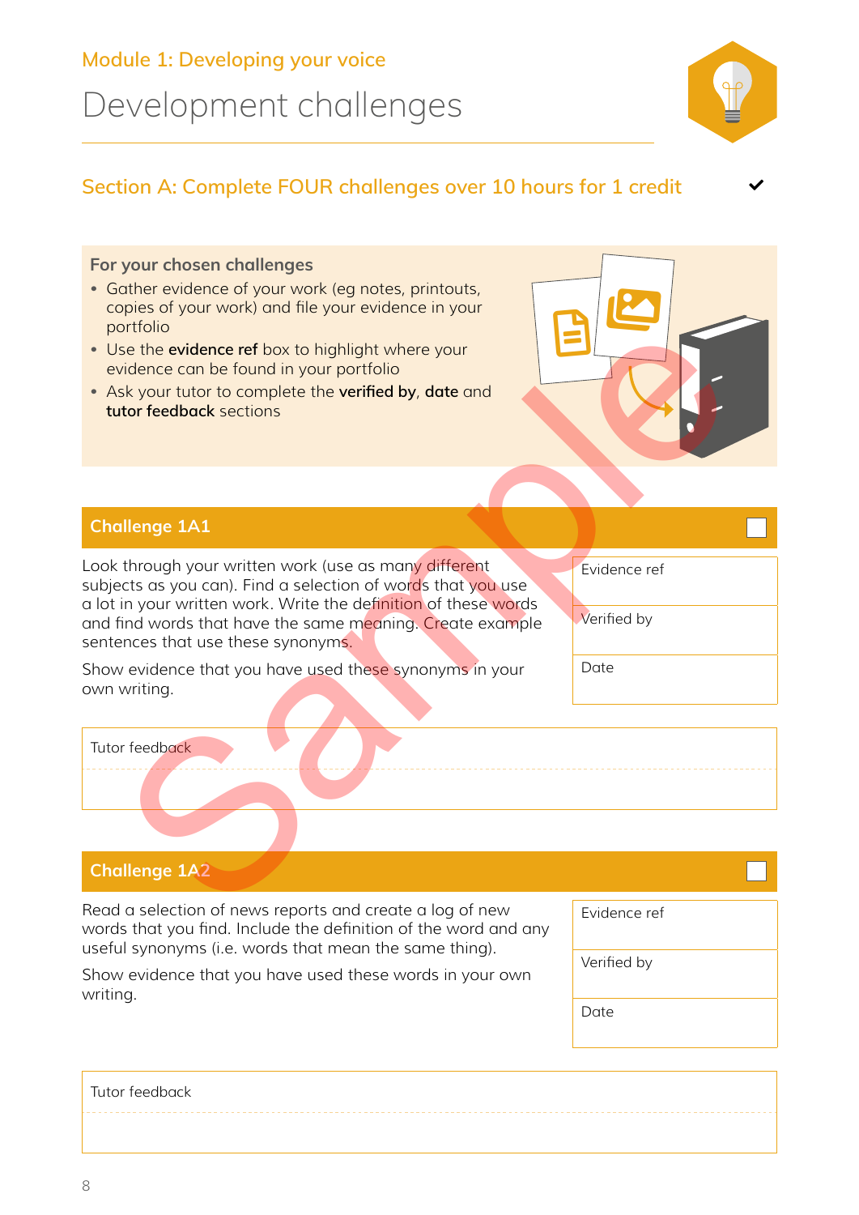Module 1: Developing your voice

# Development challenges

## Section A: Complete FOUR challenges over 10 hours for 1 credit ✔

**For your chosen challenges**

- Gather evidence of your work (eg notes, printouts, copies of your work) and file your evidence in your portfolio
- Use the **evidence ref** box to highlight where your evidence can be found in your portfolio
- Ask your tutor to complete the **verified by**, **date** and **tutor feedback** sections

### Challenge 1A1 ☐

Look through your written work (use as many different subjects as you can). Find a selection of words that you use a lot in your written work. Write the definition of these words and find words that have the same meaning. Create example sentences that use these synonyms.

Show evidence that you have used these synonyms in your own writing.

| Evidence ref |
|---|
| Verified by |
| Date |

| Tutor feedback |
|---|
| |

### Challenge 1A2 ☐

Read a selection of news reports and create a log of new words that you find. Include the definition of the word and any useful synonyms (i.e. words that mean the same thing).

Show evidence that you have used these words in your own writing.

| Evidence ref |
|---|
| Verified by |
| Date |

| Tutor feedback |
|---|
| |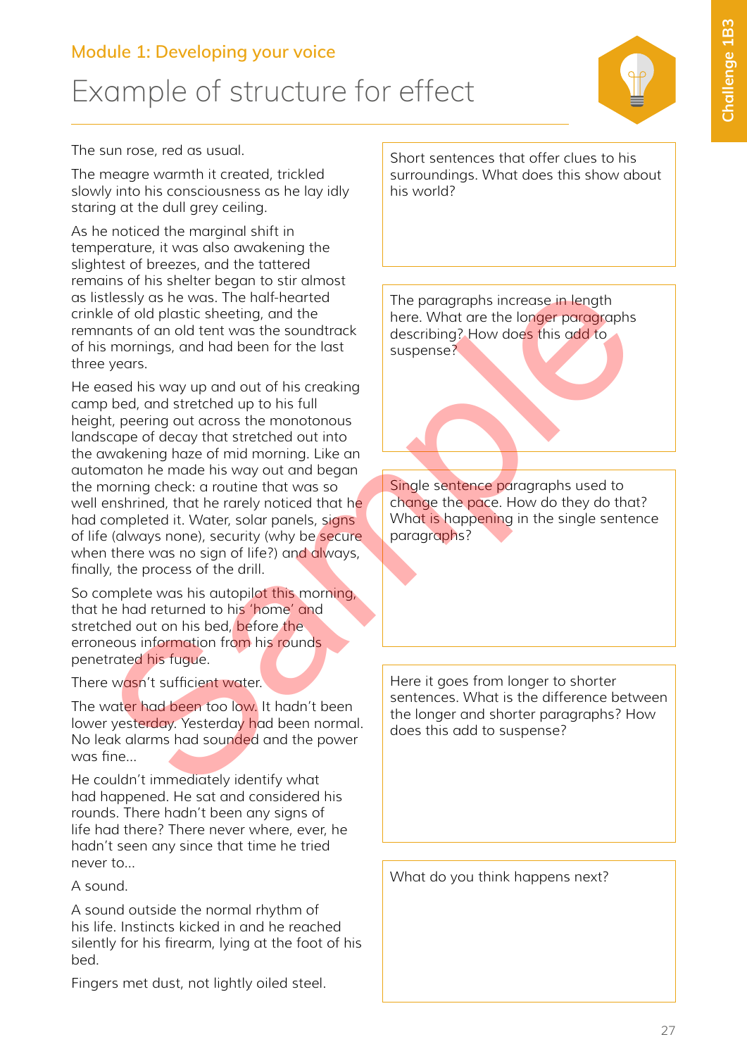Module 1: Developing your voice

# Example of structure for effect

The sun rose, red as usual.

The meagre warmth it created, trickled slowly into his consciousness as he lay idly staring at the dull grey ceiling.

As he noticed the marginal shift in temperature, it was also awakening the slightest of breezes, and the tattered remains of his shelter began to stir almost as listlessly as he was. The half-hearted crinkle of old plastic sheeting, and the remnants of an old tent was the soundtrack of his mornings, and had been for the last three years.

He eased his way up and out of his creaking camp bed, and stretched up to his full height, peering out across the monotonous landscape of decay that stretched out into the awakening haze of mid morning. Like an automaton he made his way out and began the morning check: a routine that was so well enshrined, that he rarely noticed that he had completed it. Water, solar panels, signs of life (always none), security (why be secure when there was no sign of life?) and always, finally, the process of the drill.

So complete was his autopilot this morning, that he had returned to his 'home' and stretched out on his bed, before the erroneous information from his rounds penetrated his fugue.

There wasn't sufficient water.

The water had been too low. It hadn't been lower yesterday. Yesterday had been normal. No leak alarms had sounded and the power was fine...

He couldn't immediately identify what had happened. He sat and considered his rounds. There hadn't been any signs of life had there? There never where, ever, he hadn't seen any since that time he tried never to...

A sound.

A sound outside the normal rhythm of his life. Instincts kicked in and he reached silently for his firearm, lying at the foot of his bed.

Fingers met dust, not lightly oiled steel.

---

Short sentences that offer clues to his surroundings. What does this show about his world?

The paragraphs increase in length here. What are the longer paragraphs describing? How does this add to suspense?

Single sentence paragraphs used to change the pace. How do they do that? What is happening in the single sentence paragraphs?

Here it goes from longer to shorter sentences. What is the difference between the longer and shorter paragraphs? How does this add to suspense?

What do you think happens next?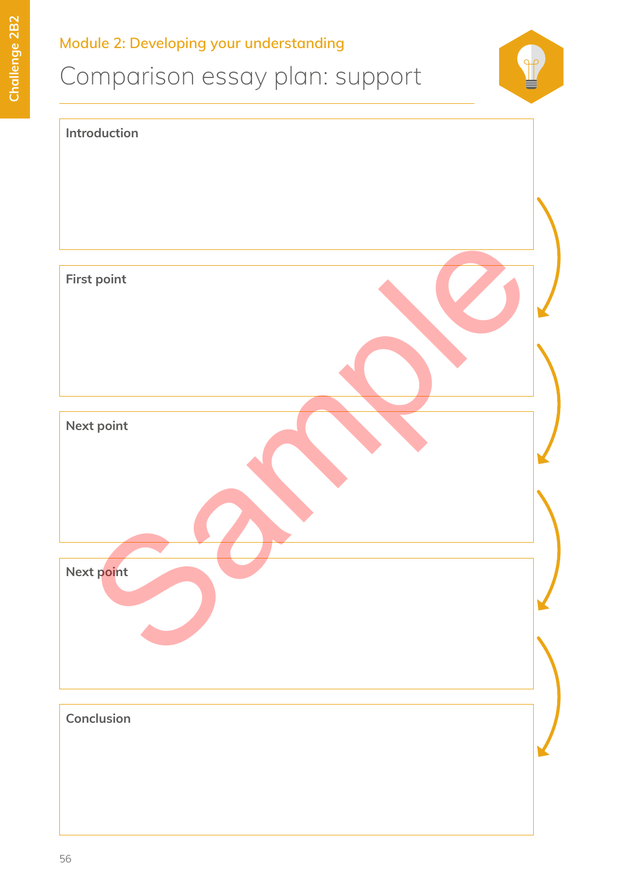Module 2: Developing your understanding

# Comparison essay plan: support

**Introduction**

**First point**

**Next point**

**Next point**

**Conclusion**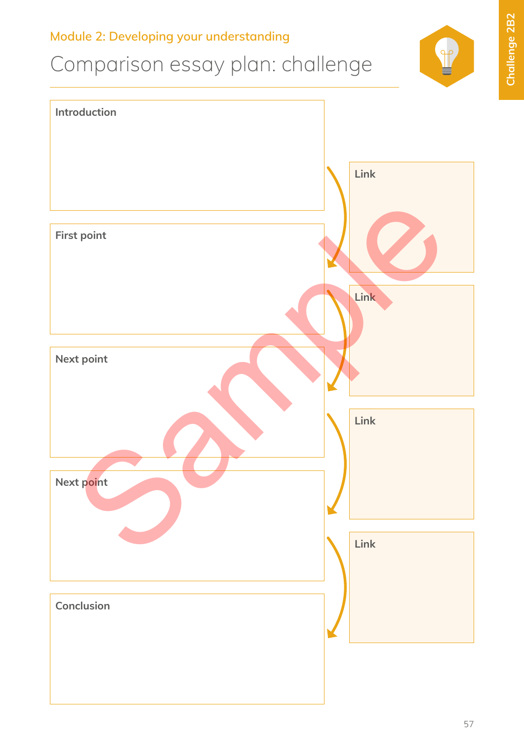Module 2: Developing your understanding

# Comparison essay plan: challenge

Challenge 2B2

**Introduction**

**Link**

**First point**

**Link**

**Next point**

**Link**

**Next point**

**Link**

**Conclusion**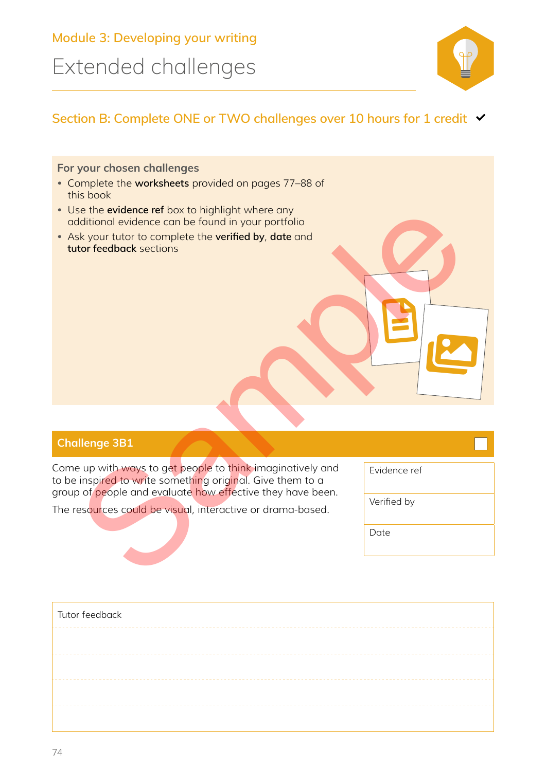Module 3: Developing your writing

# Extended challenges

## Section B: Complete ONE or TWO challenges over 10 hours for 1 credit ✔

**For your chosen challenges**

- Complete the **worksheets** provided on pages 77–88 of this book
- Use the **evidence ref** box to highlight where any additional evidence can be found in your portfolio
- Ask your tutor to complete the **verified by**, **date** and **tutor feedback** sections

### Challenge 3B1 ☐

Come up with ways to get people to think imaginatively and to be inspired to write something original. Give them to a group of people and evaluate how effective they have been.

The resources could be visual, interactive or drama-based.

| Evidence ref |
|---|
| Verified by |
| Date |

Tutor feedback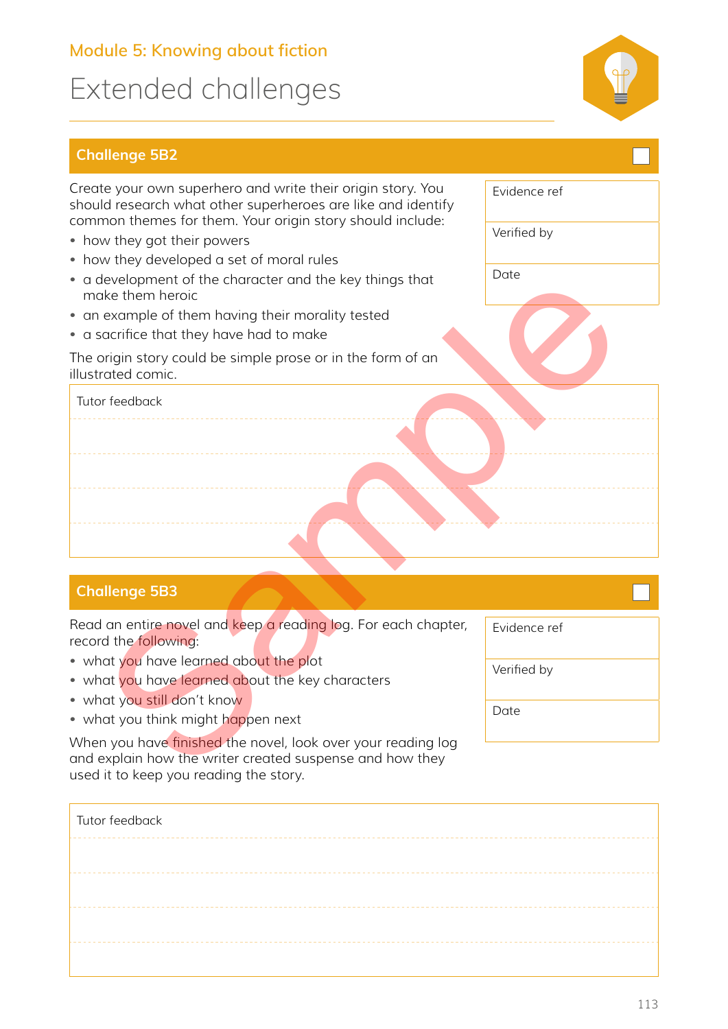## Module 5: Knowing about fiction

# Extended challenges

## Challenge 5B2 ☐

Create your own superhero and write their origin story. You should research what other superheroes are like and identify common themes for them. Your origin story should include:

- how they got their powers
- how they developed a set of moral rules
- a development of the character and the key things that make them heroic
- an example of them having their morality tested
- a sacrifice that they have had to make

The origin story could be simple prose or in the form of an illustrated comic.

| Evidence ref |
|---|
| Verified by |
| Date |

| Tutor feedback |
|---|
| |
| |
| |
| |

## Challenge 5B3 ☐

Read an entire novel and keep a reading log. For each chapter, record the following:

- what you have learned about the plot
- what you have learned about the key characters
- what you still don't know
- what you think might happen next

When you have finished the novel, look over your reading log and explain how the writer created suspense and how they used it to keep you reading the story.

| Evidence ref |
|---|
| Verified by |
| Date |

| Tutor feedback |
|---|
| |
| |
| |
| |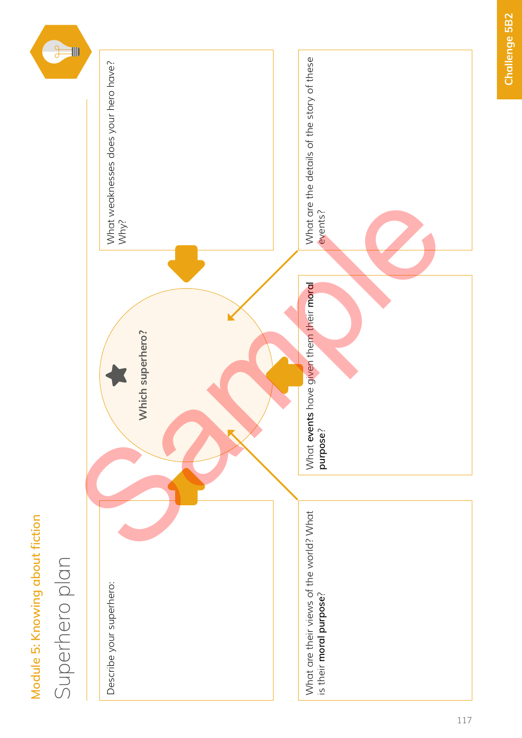Challenge 5B2

Module 5: Knowing about fiction

# Superhero plan

**Which superhero?**

Describe your superhero:

What weaknesses does your hero have? Why?

What are their views of the world? What is their **moral purpose**?

What **events** have given them their **moral purpose**?

What are the details of the story of these events?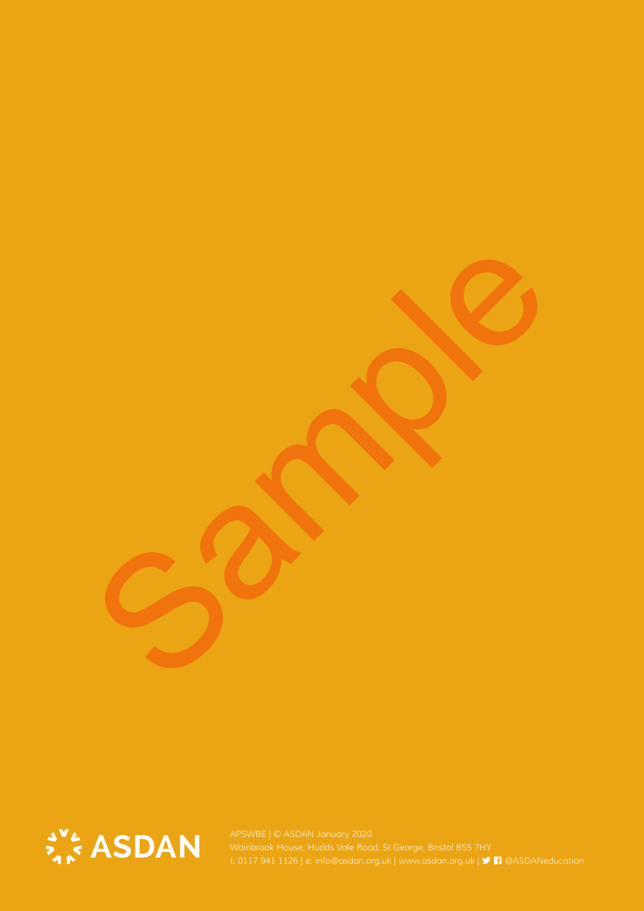Sample

ASDAN

APSWBE | © ASDAN January 2020
Wainbrook House, Hudds Vale Road, St George, Bristol BS5 7HY
t: 0117 941 1126 | e: info@asdan.org.uk | www.asdan.org.uk | @ASDANeducation